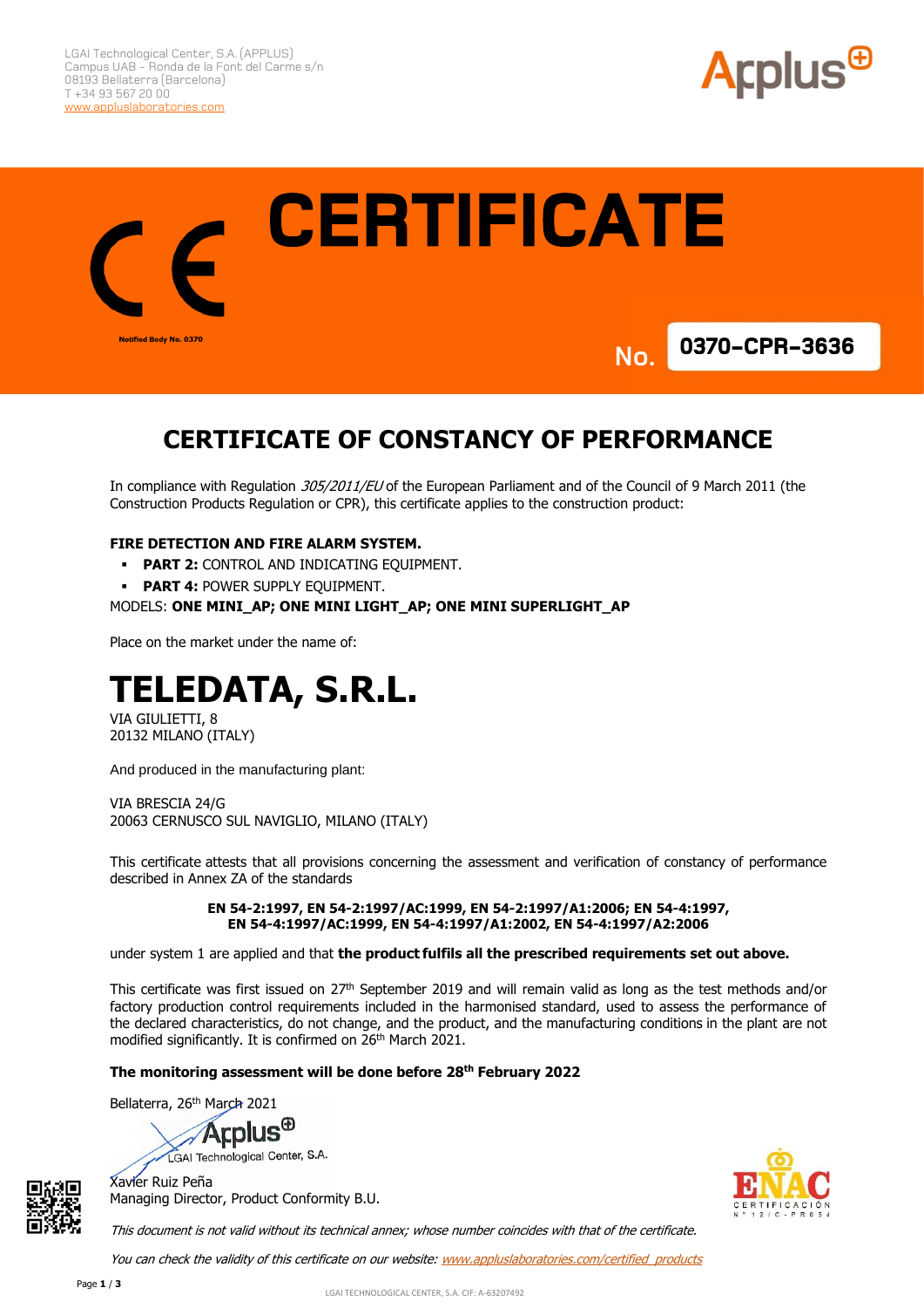LGAI Technological Center, S.A. (APPLUS)
Campus UAB - Ronda de la Font del Carme s/n
08193 Bellaterra (Barcelona)
T +34 93 567 20 00
www.appluslaboratories.com

Notified Body No. 0370

# CERTIFICATE

**No. 0370-CPR-3636**

## CERTIFICATE OF CONSTANCY OF PERFORMANCE

In compliance with Regulation *305/2011/EU* of the European Parliament and of the Council of 9 March 2011 (the Construction Products Regulation or CPR), this certificate applies to the construction product:

**FIRE DETECTION AND FIRE ALARM SYSTEM.**

- **PART 2:** CONTROL AND INDICATING EQUIPMENT.
- **PART 4:** POWER SUPPLY EQUIPMENT.

MODELS: **ONE MINI_AP; ONE MINI LIGHT_AP; ONE MINI SUPERLIGHT_AP**

Place on the market under the name of:

# TELEDATA, S.R.L.

VIA GIULIETTI, 8
20132 MILANO (ITALY)

And produced in the manufacturing plant:

VIA BRESCIA 24/G
20063 CERNUSCO SUL NAVIGLIO, MILANO (ITALY)

This certificate attests that all provisions concerning the assessment and verification of constancy of performance described in Annex ZA of the standards

**EN 54-2:1997, EN 54-2:1997/AC:1999, EN 54-2:1997/A1:2006; EN 54-4:1997, EN 54-4:1997/AC:1999, EN 54-4:1997/A1:2002, EN 54-4:1997/A2:2006**

under system 1 are applied and that **the product fulfils all the prescribed requirements set out above.**

This certificate was first issued on 27th September 2019 and will remain valid as long as the test methods and/or factory production control requirements included in the harmonised standard, used to assess the performance of the declared characteristics, do not change, and the product, and the manufacturing conditions in the plant are not modified significantly. It is confirmed on 26th March 2021.

**The monitoring assessment will be done before 28th February 2022**

Bellaterra, 26th March 2021

Applus LGAI Technological Center, S.A.

Xavier Ruiz Peña
Managing Director, Product Conformity B.U.

ENAC CERTIFICACIÓN Nº 12/C-PR054

*This document is not valid without its technical annex; whose number coincides with that of the certificate.*

*You can check the validity of this certificate on our website:* www.appluslaboratories.com/certified_products

LGAI TECHNOLOGICAL CENTER, S.A. CIF: A-63207492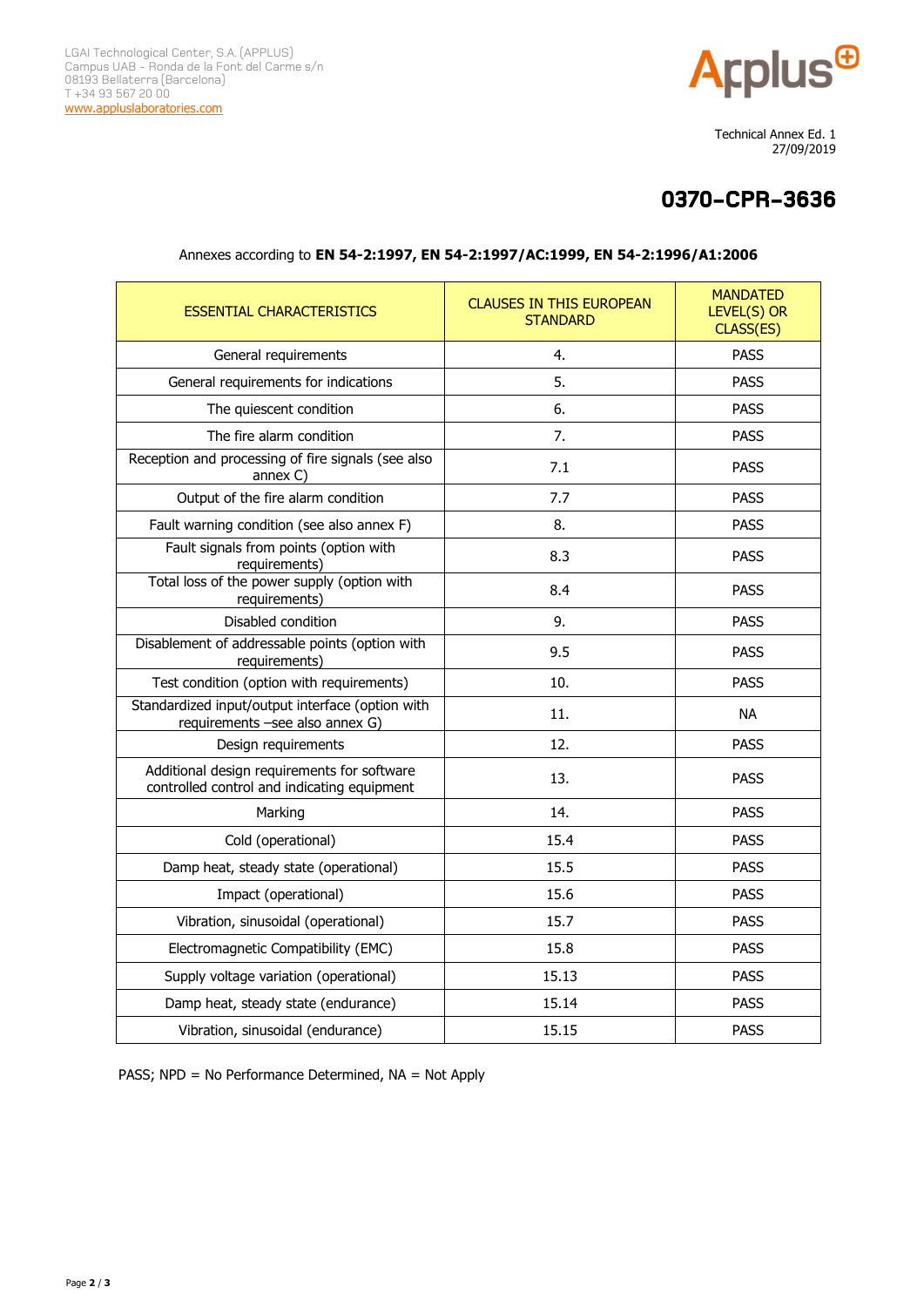LGAI Technological Center, S.A. (APPLUS)
Campus UAB - Ronda de la Font del Carme s/n
08193 Bellaterra (Barcelona)
T +34 93 567 20 00
www.appluslaboratories.com

Technical Annex Ed. 1
27/09/2019

# 0370–CPR–3636

Annexes according to **EN 54-2:1997, EN 54-2:1997/AC:1999, EN 54-2:1996/A1:2006**

| ESSENTIAL CHARACTERISTICS | CLAUSES IN THIS EUROPEAN STANDARD | MANDATED LEVEL(S) OR CLASS(ES) |
|---|---|---|
| General requirements | 4. | PASS |
| General requirements for indications | 5. | PASS |
| The quiescent condition | 6. | PASS |
| The fire alarm condition | 7. | PASS |
| Reception and processing of fire signals (see also annex C) | 7.1 | PASS |
| Output of the fire alarm condition | 7.7 | PASS |
| Fault warning condition (see also annex F) | 8. | PASS |
| Fault signals from points (option with requirements) | 8.3 | PASS |
| Total loss of the power supply (option with requirements) | 8.4 | PASS |
| Disabled condition | 9. | PASS |
| Disablement of addressable points (option with requirements) | 9.5 | PASS |
| Test condition (option with requirements) | 10. | PASS |
| Standardized input/output interface (option with requirements –see also annex G) | 11. | NA |
| Design requirements | 12. | PASS |
| Additional design requirements for software controlled control and indicating equipment | 13. | PASS |
| Marking | 14. | PASS |
| Cold (operational) | 15.4 | PASS |
| Damp heat, steady state (operational) | 15.5 | PASS |
| Impact (operational) | 15.6 | PASS |
| Vibration, sinusoidal (operational) | 15.7 | PASS |
| Electromagnetic Compatibility (EMC) | 15.8 | PASS |
| Supply voltage variation (operational) | 15.13 | PASS |
| Damp heat, steady state (endurance) | 15.14 | PASS |
| Vibration, sinusoidal (endurance) | 15.15 | PASS |

PASS; NPD = No Performance Determined, NA = Not Apply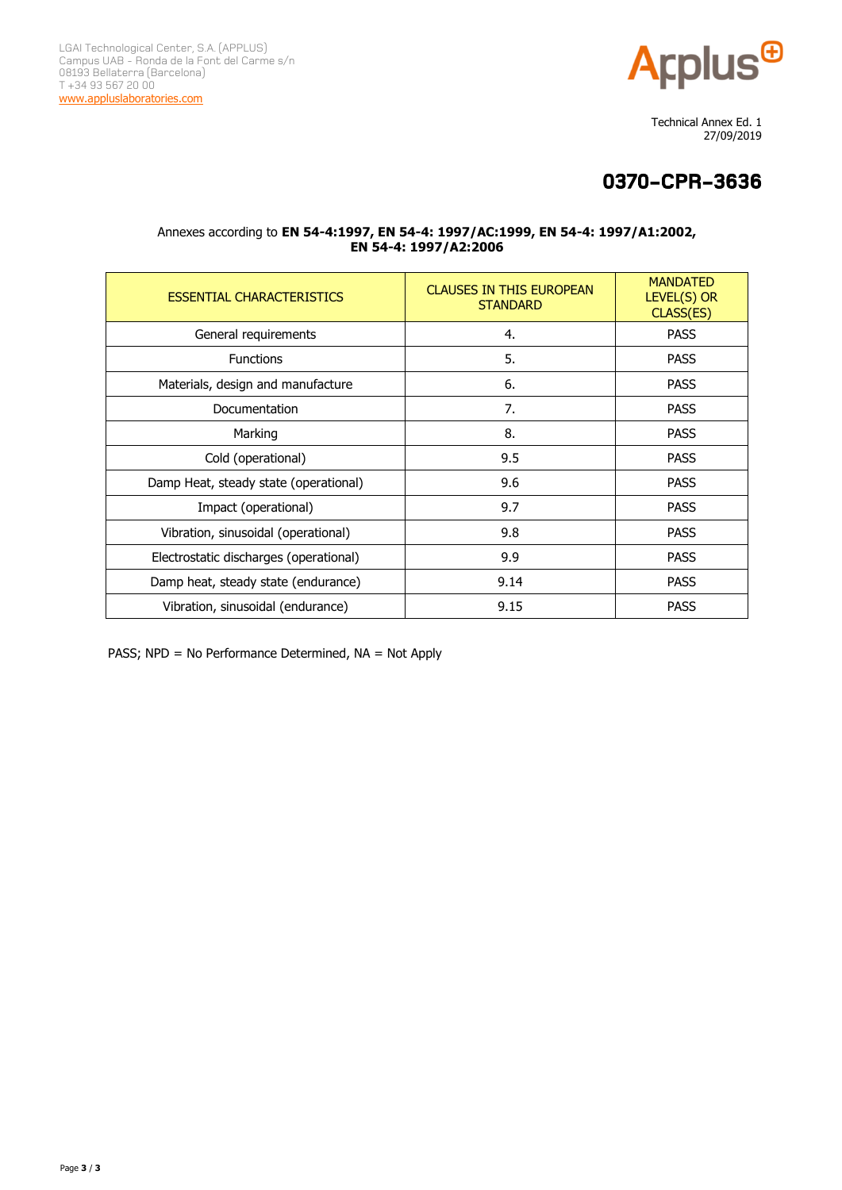LGAI Technological Center, S.A. (APPLUS)
Campus UAB - Ronda de la Font del Carme s/n
08193 Bellaterra (Barcelona)
T +34 93 567 20 00
www.appluslaboratories.com

Technical Annex Ed. 1
27/09/2019

# 0370-CPR-3636

Annexes according to **EN 54-4:1997, EN 54-4: 1997/AC:1999, EN 54-4: 1997/A1:2002, EN 54-4: 1997/A2:2006**

| ESSENTIAL CHARACTERISTICS | CLAUSES IN THIS EUROPEAN STANDARD | MANDATED LEVEL(S) OR CLASS(ES) |
|---|---|---|
| General requirements | 4. | PASS |
| Functions | 5. | PASS |
| Materials, design and manufacture | 6. | PASS |
| Documentation | 7. | PASS |
| Marking | 8. | PASS |
| Cold (operational) | 9.5 | PASS |
| Damp Heat, steady state (operational) | 9.6 | PASS |
| Impact (operational) | 9.7 | PASS |
| Vibration, sinusoidal (operational) | 9.8 | PASS |
| Electrostatic discharges (operational) | 9.9 | PASS |
| Damp heat, steady state (endurance) | 9.14 | PASS |
| Vibration, sinusoidal (endurance) | 9.15 | PASS |

PASS; NPD = No Performance Determined, NA = Not Apply